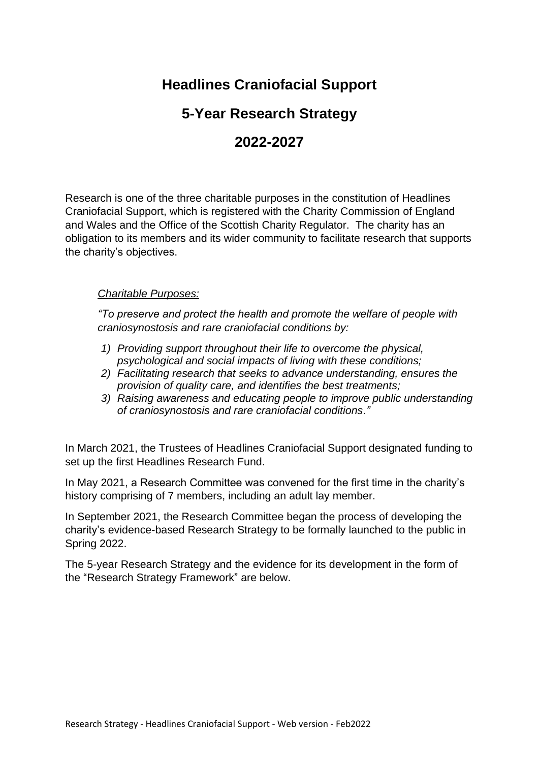# Headlines Craniofacial Support

## 5-Year Research Strategy

## 2022-2027

Research is one of the three charitable purposes in the constitution of Headlines Craniofacial Support, which is registered with the Charity Commission of England and Wales and the Office of the Scottish Charity Regulator. The charity has an obligation to its members and its wider community to facilitate research that supports the charity's objectives.

> *Charitable Purposes:*
>
> *"To preserve and protect the health and promote the welfare of people with craniosynostosis and rare craniofacial conditions by:*
>
> 1) *Providing support throughout their life to overcome the physical, psychological and social impacts of living with these conditions;*
> 2) *Facilitating research that seeks to advance understanding, ensures the provision of quality care, and identifies the best treatments;*
> 3) *Raising awareness and educating people to improve public understanding of craniosynostosis and rare craniofacial conditions."*

In March 2021, the Trustees of Headlines Craniofacial Support designated funding to set up the first Headlines Research Fund.

In May 2021, a Research Committee was convened for the first time in the charity's history comprising of 7 members, including an adult lay member.

In September 2021, the Research Committee began the process of developing the charity's evidence-based Research Strategy to be formally launched to the public in Spring 2022.

The 5-year Research Strategy and the evidence for its development in the form of the "Research Strategy Framework" are below.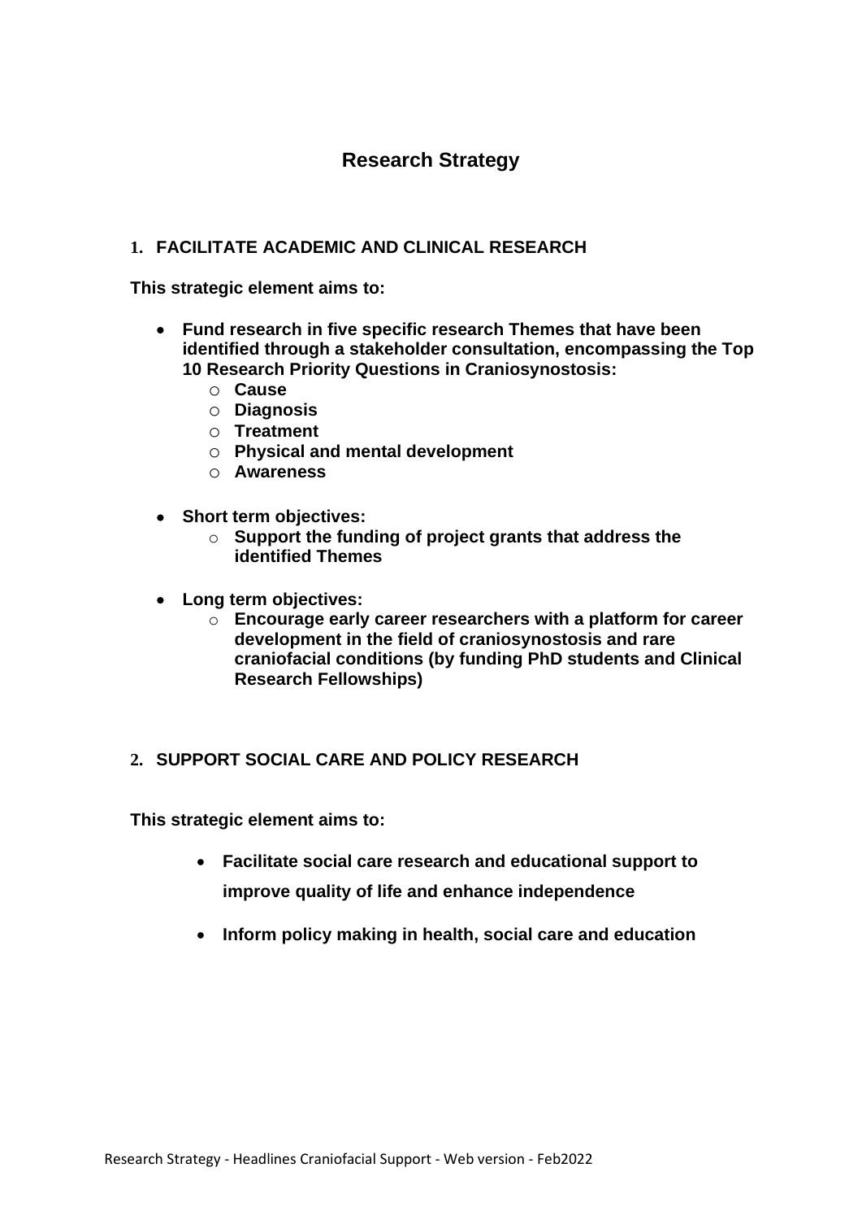# Research Strategy

## 1. FACILITATE ACADEMIC AND CLINICAL RESEARCH

**This strategic element aims to:**

- **Fund research in five specific research Themes that have been identified through a stakeholder consultation, encompassing the Top 10 Research Priority Questions in Craniosynostosis:**
  - **Cause**
  - **Diagnosis**
  - **Treatment**
  - **Physical and mental development**
  - **Awareness**
- **Short term objectives:**
  - **Support the funding of project grants that address the identified Themes**
- **Long term objectives:**
  - **Encourage early career researchers with a platform for career development in the field of craniosynostosis and rare craniofacial conditions (by funding PhD students and Clinical Research Fellowships)**

## 2. SUPPORT SOCIAL CARE AND POLICY RESEARCH

**This strategic element aims to:**

- **Facilitate social care research and educational support to improve quality of life and enhance independence**
- **Inform policy making in health, social care and education**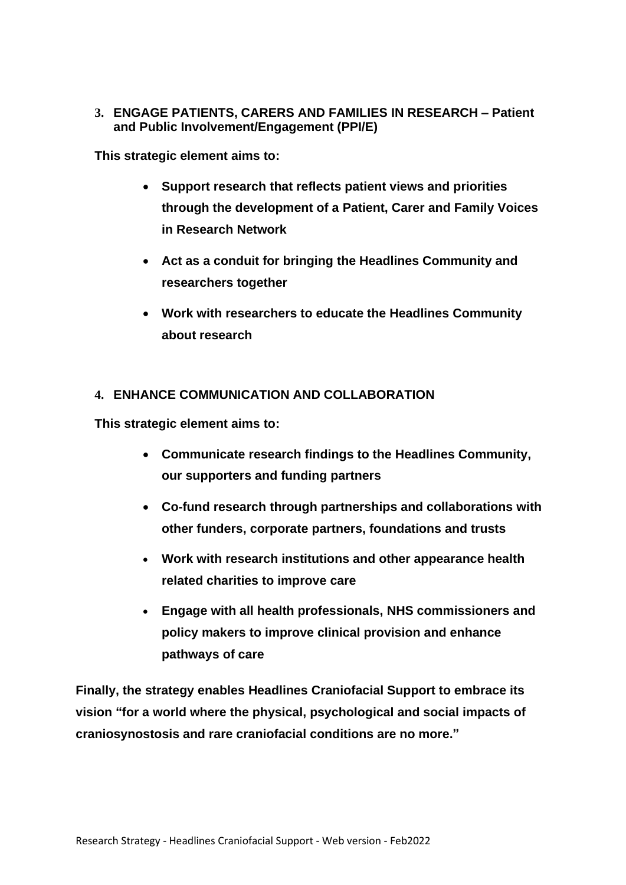## 3. ENGAGE PATIENTS, CARERS AND FAMILIES IN RESEARCH – Patient and Public Involvement/Engagement (PPI/E)

**This strategic element aims to:**

- **Support research that reflects patient views and priorities through the development of a Patient, Carer and Family Voices in Research Network**
- **Act as a conduit for bringing the Headlines Community and researchers together**
- **Work with researchers to educate the Headlines Community about research**

## 4. ENHANCE COMMUNICATION AND COLLABORATION

**This strategic element aims to:**

- **Communicate research findings to the Headlines Community, our supporters and funding partners**
- **Co-fund research through partnerships and collaborations with other funders, corporate partners, foundations and trusts**
- **Work with research institutions and other appearance health related charities to improve care**
- **Engage with all health professionals, NHS commissioners and policy makers to improve clinical provision and enhance pathways of care**

**Finally, the strategy enables Headlines Craniofacial Support to embrace its vision "for a world where the physical, psychological and social impacts of craniosynostosis and rare craniofacial conditions are no more."**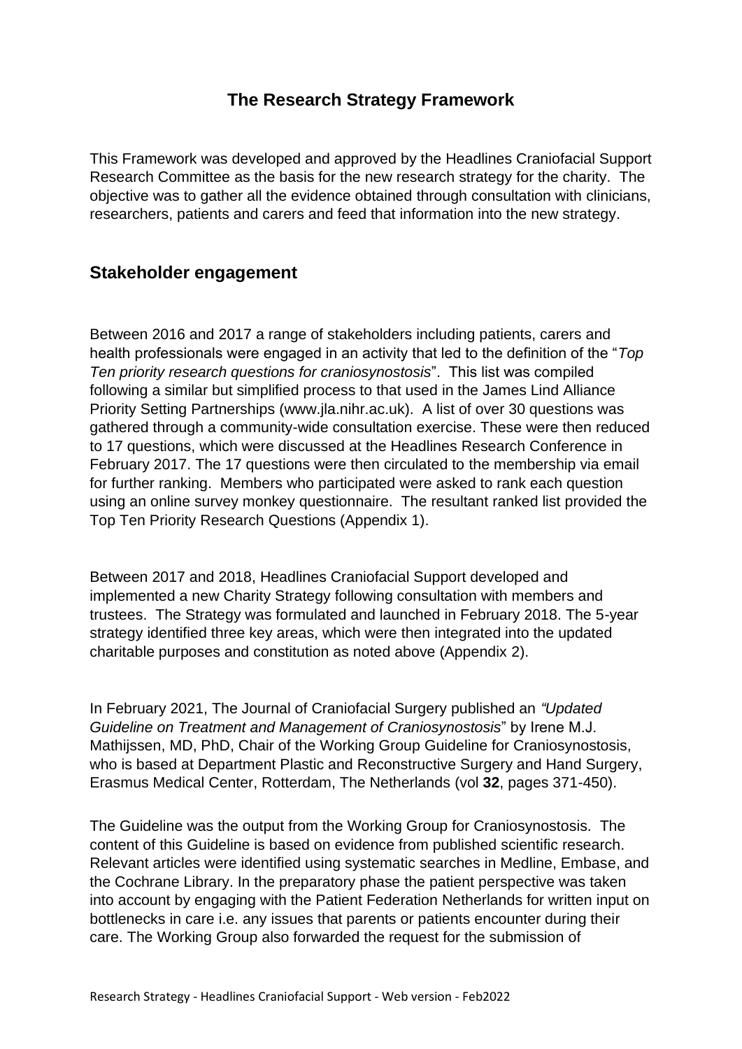## The Research Strategy Framework

This Framework was developed and approved by the Headlines Craniofacial Support Research Committee as the basis for the new research strategy for the charity. The objective was to gather all the evidence obtained through consultation with clinicians, researchers, patients and carers and feed that information into the new strategy.

## Stakeholder engagement

Between 2016 and 2017 a range of stakeholders including patients, carers and health professionals were engaged in an activity that led to the definition of the "*Top Ten priority research questions for craniosynostosis*". This list was compiled following a similar but simplified process to that used in the James Lind Alliance Priority Setting Partnerships (www.jla.nihr.ac.uk). A list of over 30 questions was gathered through a community-wide consultation exercise. These were then reduced to 17 questions, which were discussed at the Headlines Research Conference in February 2017. The 17 questions were then circulated to the membership via email for further ranking. Members who participated were asked to rank each question using an online survey monkey questionnaire. The resultant ranked list provided the Top Ten Priority Research Questions (Appendix 1).

Between 2017 and 2018, Headlines Craniofacial Support developed and implemented a new Charity Strategy following consultation with members and trustees. The Strategy was formulated and launched in February 2018. The 5-year strategy identified three key areas, which were then integrated into the updated charitable purposes and constitution as noted above (Appendix 2).

In February 2021, The Journal of Craniofacial Surgery published an *"Updated Guideline on Treatment and Management of Craniosynostosis*" by Irene M.J. Mathijssen, MD, PhD, Chair of the Working Group Guideline for Craniosynostosis, who is based at Department Plastic and Reconstructive Surgery and Hand Surgery, Erasmus Medical Center, Rotterdam, The Netherlands (vol **32**, pages 371-450).

The Guideline was the output from the Working Group for Craniosynostosis. The content of this Guideline is based on evidence from published scientific research. Relevant articles were identified using systematic searches in Medline, Embase, and the Cochrane Library. In the preparatory phase the patient perspective was taken into account by engaging with the Patient Federation Netherlands for written input on bottlenecks in care i.e. any issues that parents or patients encounter during their care. The Working Group also forwarded the request for the submission of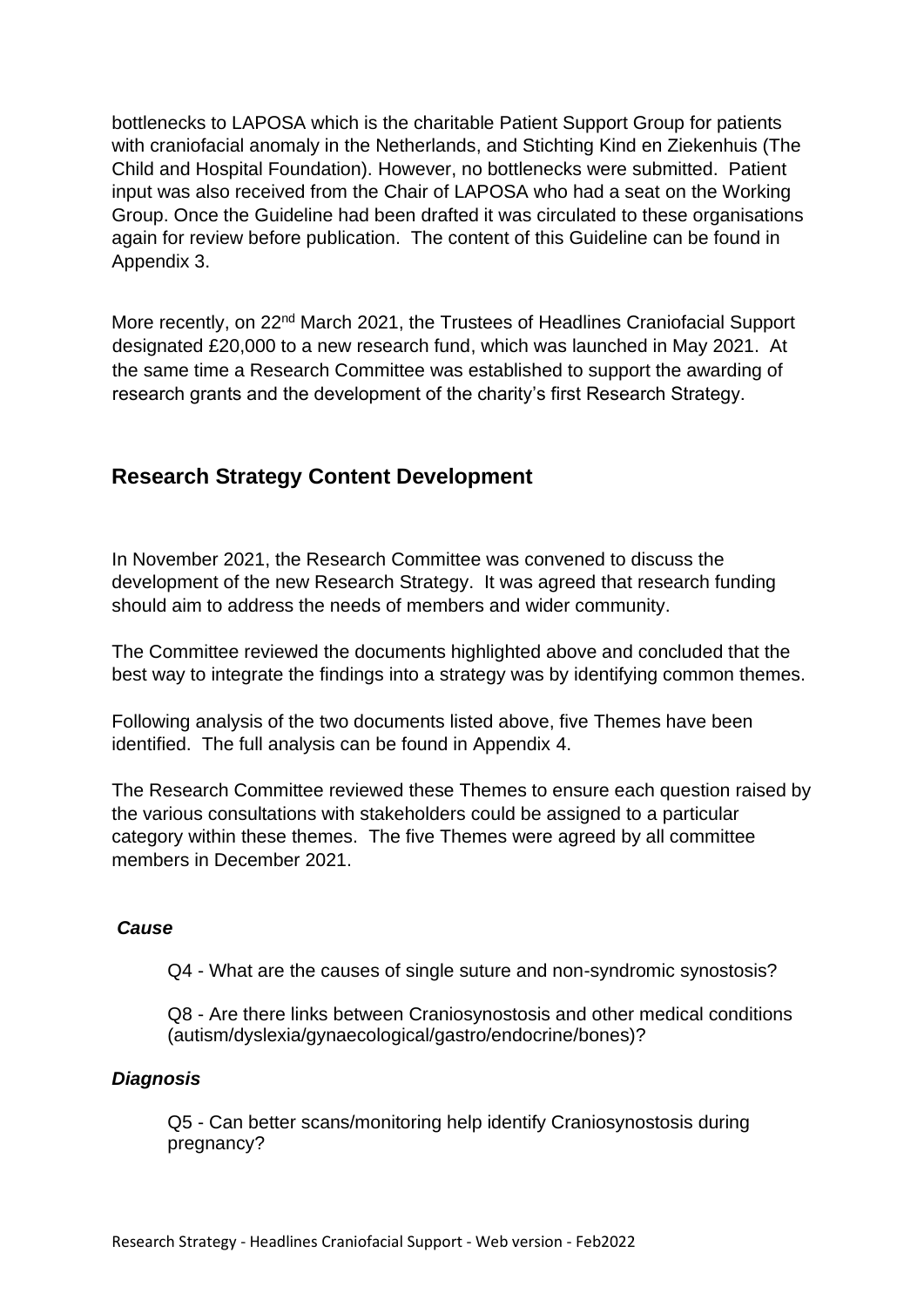bottlenecks to LAPOSA which is the charitable Patient Support Group for patients with craniofacial anomaly in the Netherlands, and Stichting Kind en Ziekenhuis (The Child and Hospital Foundation). However, no bottlenecks were submitted. Patient input was also received from the Chair of LAPOSA who had a seat on the Working Group. Once the Guideline had been drafted it was circulated to these organisations again for review before publication. The content of this Guideline can be found in Appendix 3.

More recently, on 22nd March 2021, the Trustees of Headlines Craniofacial Support designated £20,000 to a new research fund, which was launched in May 2021. At the same time a Research Committee was established to support the awarding of research grants and the development of the charity's first Research Strategy.

## Research Strategy Content Development

In November 2021, the Research Committee was convened to discuss the development of the new Research Strategy. It was agreed that research funding should aim to address the needs of members and wider community.

The Committee reviewed the documents highlighted above and concluded that the best way to integrate the findings into a strategy was by identifying common themes.

Following analysis of the two documents listed above, five Themes have been identified. The full analysis can be found in Appendix 4.

The Research Committee reviewed these Themes to ensure each question raised by the various consultations with stakeholders could be assigned to a particular category within these themes. The five Themes were agreed by all committee members in December 2021.

***Cause***

Q4 - What are the causes of single suture and non-syndromic synostosis?

Q8 - Are there links between Craniosynostosis and other medical conditions (autism/dyslexia/gynaecological/gastro/endocrine/bones)?

***Diagnosis***

Q5 - Can better scans/monitoring help identify Craniosynostosis during pregnancy?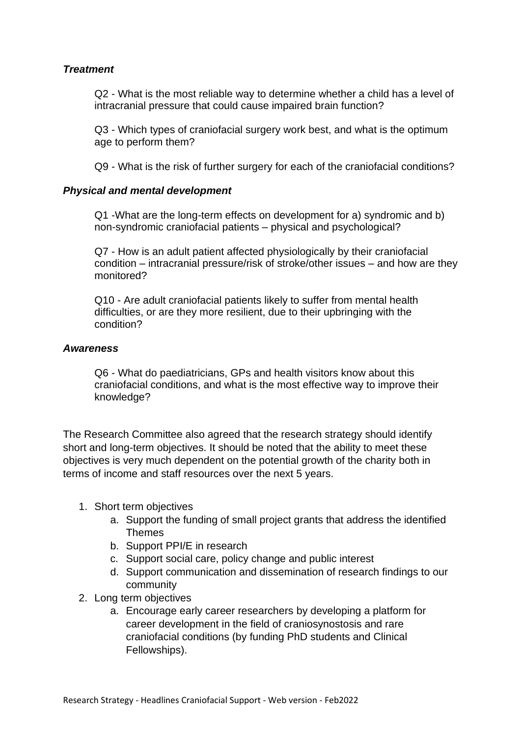***Treatment***

Q2 - What is the most reliable way to determine whether a child has a level of intracranial pressure that could cause impaired brain function?

Q3 - Which types of craniofacial surgery work best, and what is the optimum age to perform them?

Q9 - What is the risk of further surgery for each of the craniofacial conditions?

***Physical and mental development***

Q1 -What are the long-term effects on development for a) syndromic and b) non-syndromic craniofacial patients – physical and psychological?

Q7 - How is an adult patient affected physiologically by their craniofacial condition – intracranial pressure/risk of stroke/other issues – and how are they monitored?

Q10 - Are adult craniofacial patients likely to suffer from mental health difficulties, or are they more resilient, due to their upbringing with the condition?

***Awareness***

Q6 - What do paediatricians, GPs and health visitors know about this craniofacial conditions, and what is the most effective way to improve their knowledge?

The Research Committee also agreed that the research strategy should identify short and long-term objectives. It should be noted that the ability to meet these objectives is very much dependent on the potential growth of the charity both in terms of income and staff resources over the next 5 years.

1. Short term objectives
   a. Support the funding of small project grants that address the identified Themes
   b. Support PPI/E in research
   c. Support social care, policy change and public interest
   d. Support communication and dissemination of research findings to our community
2. Long term objectives
   a. Encourage early career researchers by developing a platform for career development in the field of craniosynostosis and rare craniofacial conditions (by funding PhD students and Clinical Fellowships).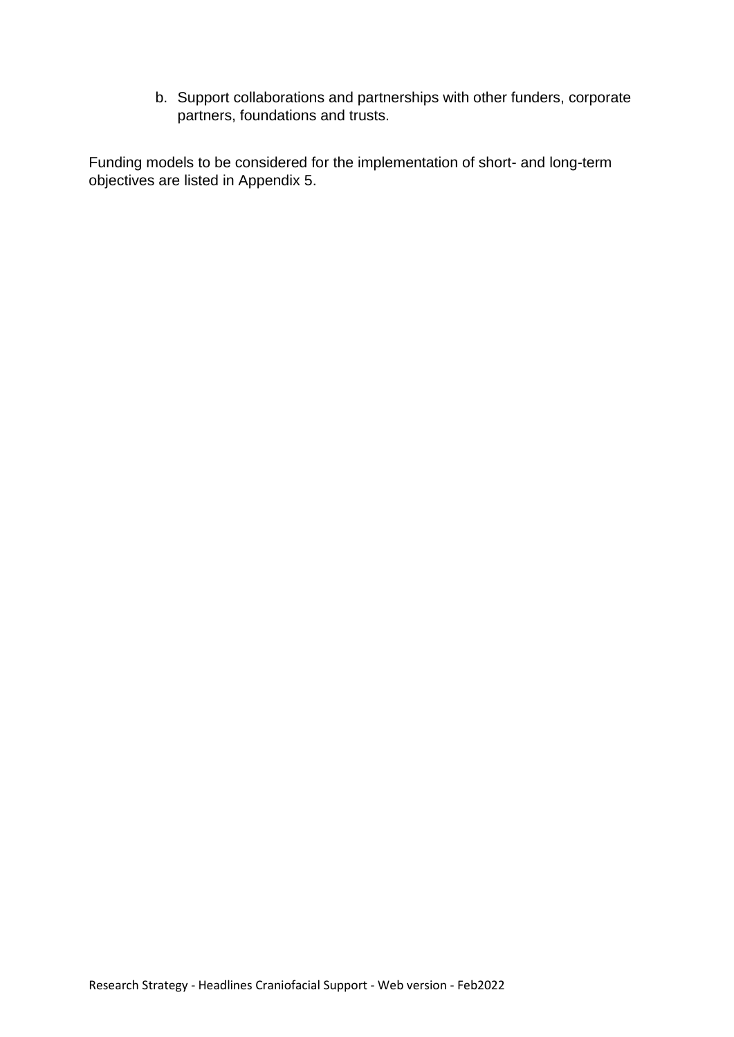b. Support collaborations and partnerships with other funders, corporate partners, foundations and trusts.

Funding models to be considered for the implementation of short- and long-term objectives are listed in Appendix 5.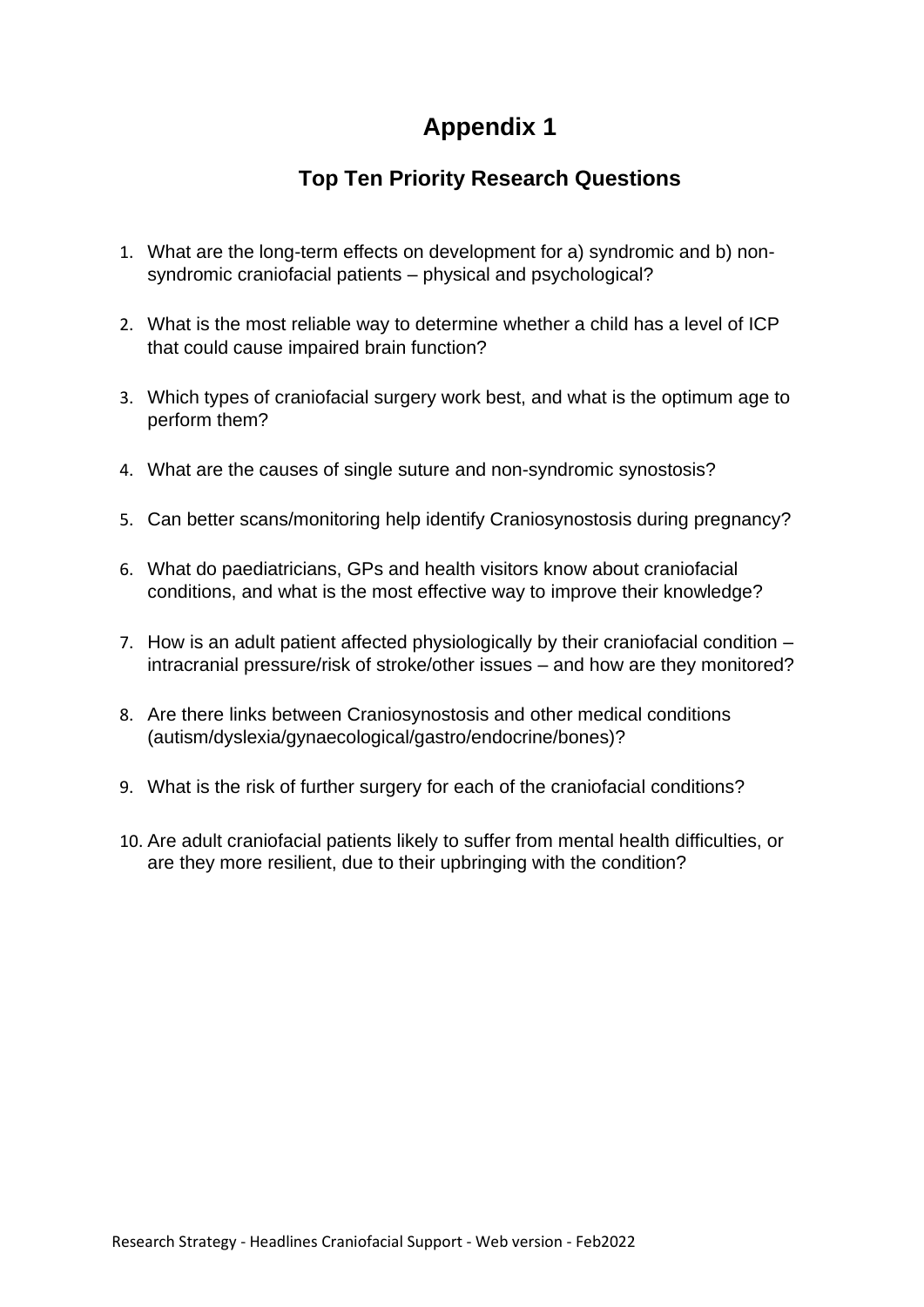# Appendix 1

## Top Ten Priority Research Questions

1. What are the long-term effects on development for a) syndromic and b) non-syndromic craniofacial patients – physical and psychological?

2. What is the most reliable way to determine whether a child has a level of ICP that could cause impaired brain function?

3. Which types of craniofacial surgery work best, and what is the optimum age to perform them?

4. What are the causes of single suture and non-syndromic synostosis?

5. Can better scans/monitoring help identify Craniosynostosis during pregnancy?

6. What do paediatricians, GPs and health visitors know about craniofacial conditions, and what is the most effective way to improve their knowledge?

7. How is an adult patient affected physiologically by their craniofacial condition – intracranial pressure/risk of stroke/other issues – and how are they monitored?

8. Are there links between Craniosynostosis and other medical conditions (autism/dyslexia/gynaecological/gastro/endocrine/bones)?

9. What is the risk of further surgery for each of the craniofacial conditions?

10. Are adult craniofacial patients likely to suffer from mental health difficulties, or are they more resilient, due to their upbringing with the condition?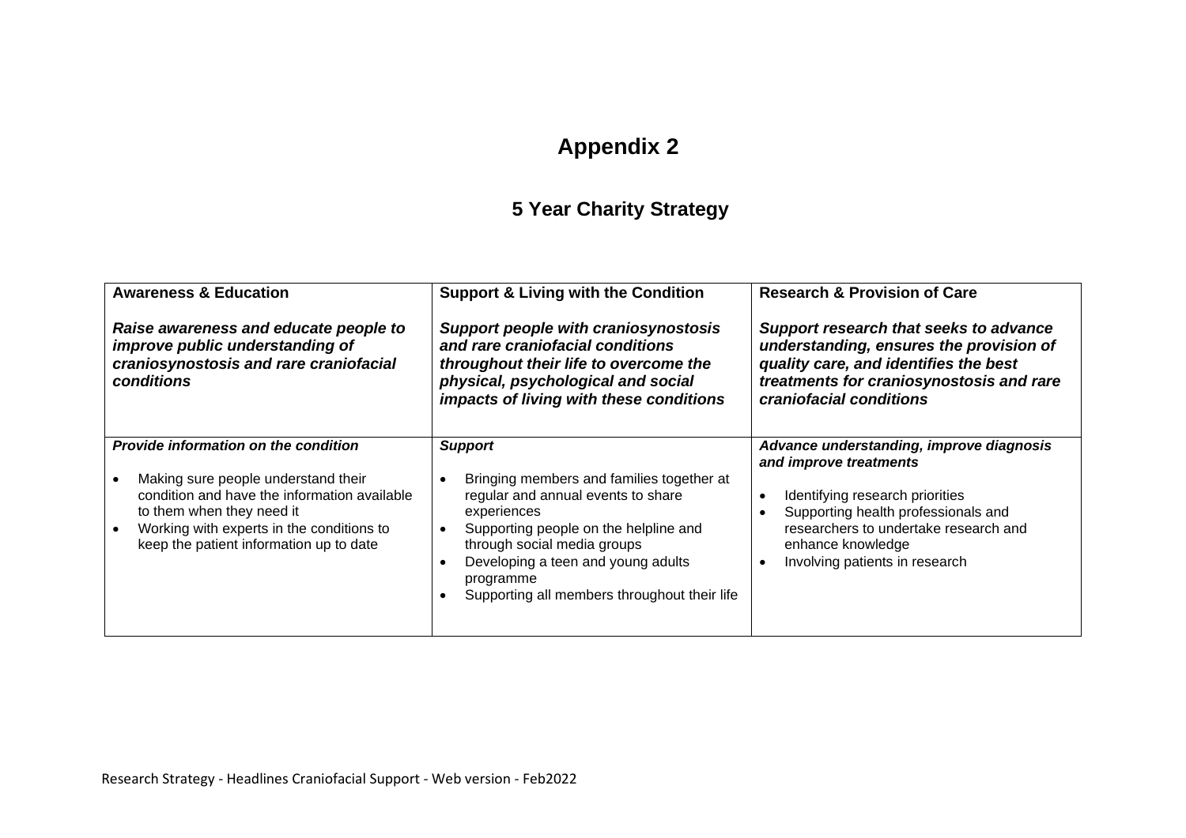# Appendix 2

## 5 Year Charity Strategy

| **Awareness & Education**<br><br>***Raise awareness and educate people to improve public understanding of craniosynostosis and rare craniofacial conditions*** | **Support & Living with the Condition**<br><br>***Support people with craniosynostosis and rare craniofacial conditions throughout their life to overcome the physical, psychological and social impacts of living with these conditions*** | **Research & Provision of Care**<br><br>***Support research that seeks to advance understanding, ensures the provision of quality care, and identifies the best treatments for craniosynostosis and rare craniofacial conditions*** |
|---|---|---|
| ***Provide information on the condition***<br><br>• Making sure people understand their condition and have the information available to them when they need it<br>• Working with experts in the conditions to keep the patient information up to date | ***Support***<br><br>• Bringing members and families together at regular and annual events to share experiences<br>• Supporting people on the helpline and through social media groups<br>• Developing a teen and young adults programme<br>• Supporting all members throughout their life | ***Advance understanding, improve diagnosis and improve treatments***<br><br>• Identifying research priorities<br>• Supporting health professionals and researchers to undertake research and enhance knowledge<br>• Involving patients in research |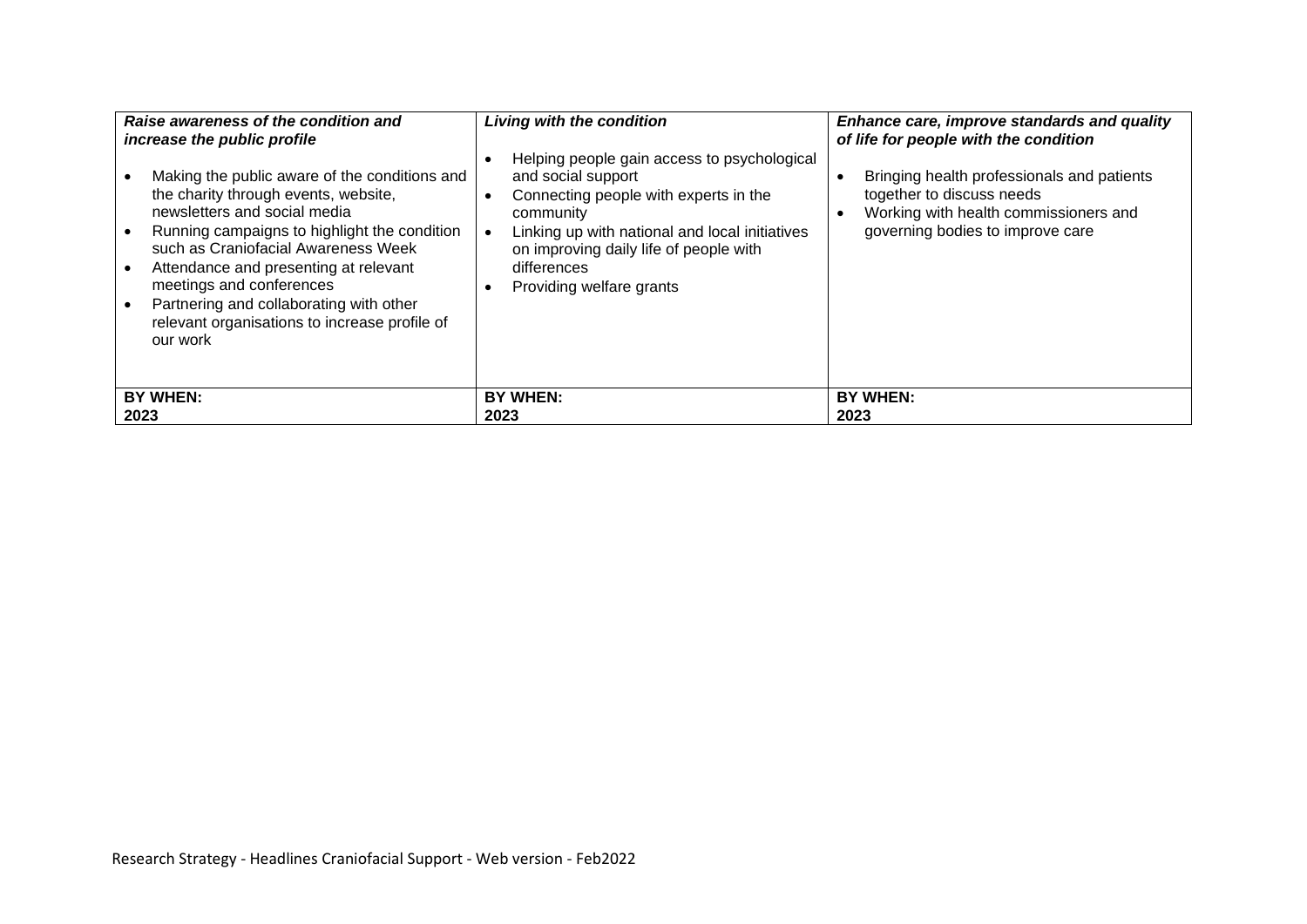| ***Raise awareness of the condition and increase the public profile*** | ***Living with the condition*** | ***Enhance care, improve standards and quality of life for people with the condition*** |
|---|---|---|
| • Making the public aware of the conditions and the charity through events, website, newsletters and social media<br>• Running campaigns to highlight the condition such as Craniofacial Awareness Week<br>• Attendance and presenting at relevant meetings and conferences<br>• Partnering and collaborating with other relevant organisations to increase profile of our work | • Helping people gain access to psychological and social support<br>• Connecting people with experts in the community<br>• Linking up with national and local initiatives on improving daily life of people with differences<br>• Providing welfare grants | • Bringing health professionals and patients together to discuss needs<br>• Working with health commissioners and governing bodies to improve care |
| **BY WHEN:**<br>**2023** | **BY WHEN:**<br>**2023** | **BY WHEN:**<br>**2023** |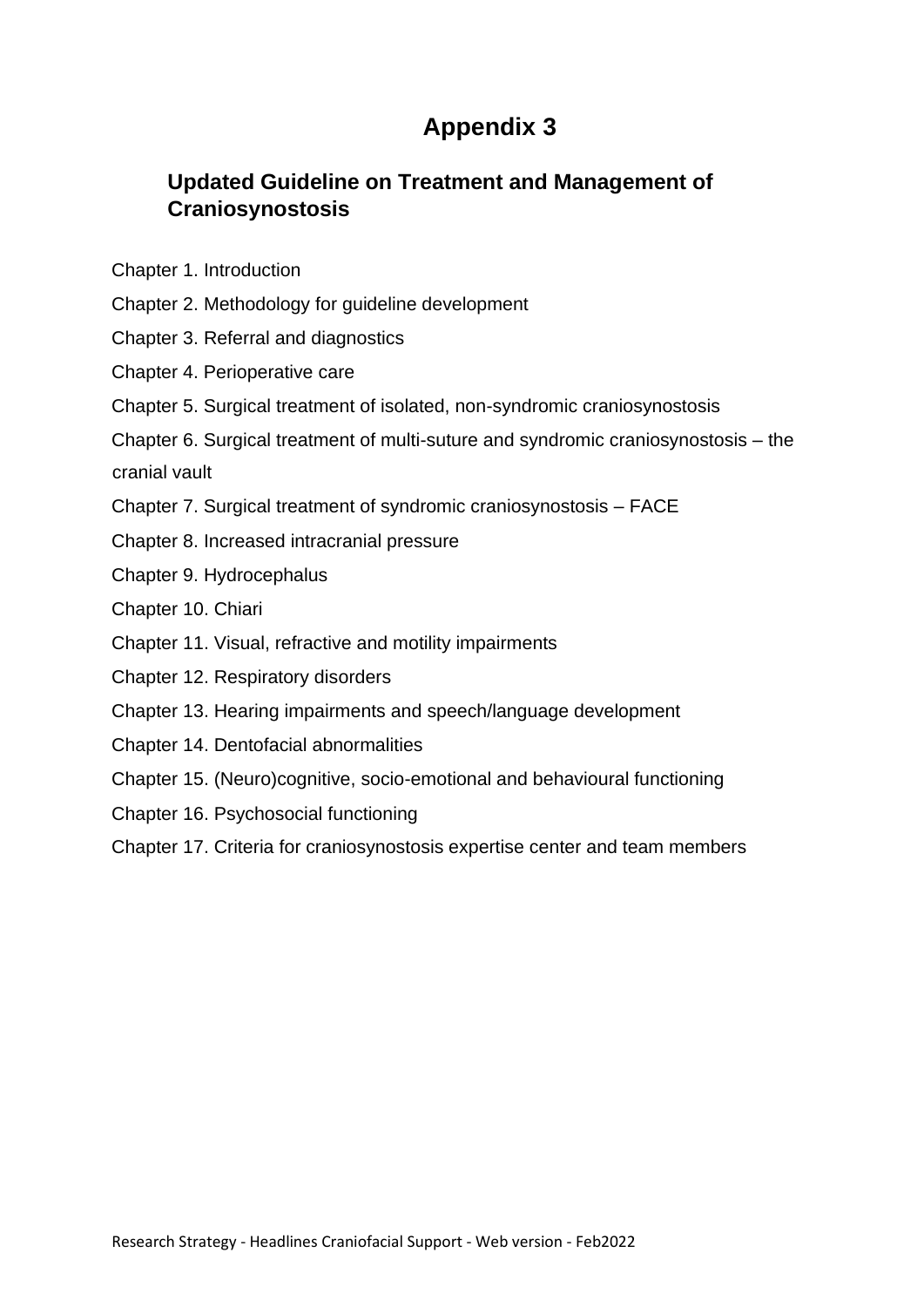# Appendix 3

## Updated Guideline on Treatment and Management of Craniosynostosis

Chapter 1. Introduction

Chapter 2. Methodology for guideline development

Chapter 3. Referral and diagnostics

Chapter 4. Perioperative care

Chapter 5. Surgical treatment of isolated, non-syndromic craniosynostosis

Chapter 6. Surgical treatment of multi-suture and syndromic craniosynostosis – the cranial vault

Chapter 7. Surgical treatment of syndromic craniosynostosis – FACE

Chapter 8. Increased intracranial pressure

Chapter 9. Hydrocephalus

Chapter 10. Chiari

Chapter 11. Visual, refractive and motility impairments

Chapter 12. Respiratory disorders

Chapter 13. Hearing impairments and speech/language development

Chapter 14. Dentofacial abnormalities

Chapter 15. (Neuro)cognitive, socio-emotional and behavioural functioning

Chapter 16. Psychosocial functioning

Chapter 17. Criteria for craniosynostosis expertise center and team members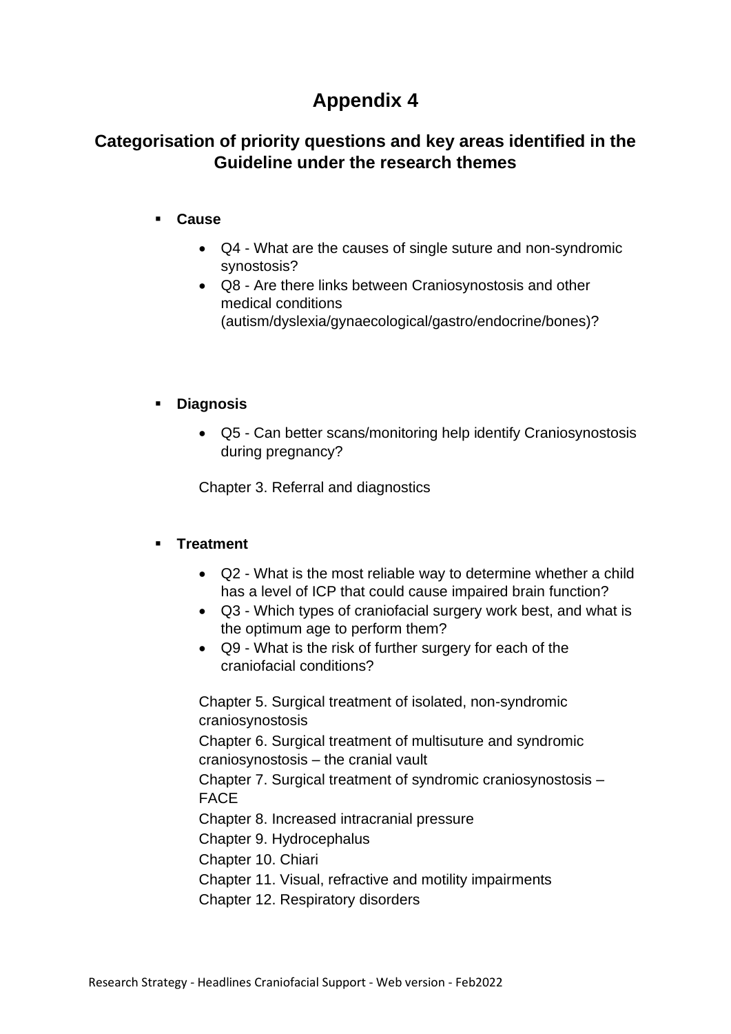# Appendix 4

## Categorisation of priority questions and key areas identified in the Guideline under the research themes

- **Cause**

  - Q4 - What are the causes of single suture and non-syndromic synostosis?
  - Q8 - Are there links between Craniosynostosis and other medical conditions (autism/dyslexia/gynaecological/gastro/endocrine/bones)?

- **Diagnosis**

  - Q5 - Can better scans/monitoring help identify Craniosynostosis during pregnancy?

  Chapter 3. Referral and diagnostics

- **Treatment**

  - Q2 - What is the most reliable way to determine whether a child has a level of ICP that could cause impaired brain function?
  - Q3 - Which types of craniofacial surgery work best, and what is the optimum age to perform them?
  - Q9 - What is the risk of further surgery for each of the craniofacial conditions?

  Chapter 5. Surgical treatment of isolated, non-syndromic craniosynostosis
  Chapter 6. Surgical treatment of multisuture and syndromic craniosynostosis – the cranial vault
  Chapter 7. Surgical treatment of syndromic craniosynostosis – FACE
  Chapter 8. Increased intracranial pressure
  Chapter 9. Hydrocephalus
  Chapter 10. Chiari
  Chapter 11. Visual, refractive and motility impairments
  Chapter 12. Respiratory disorders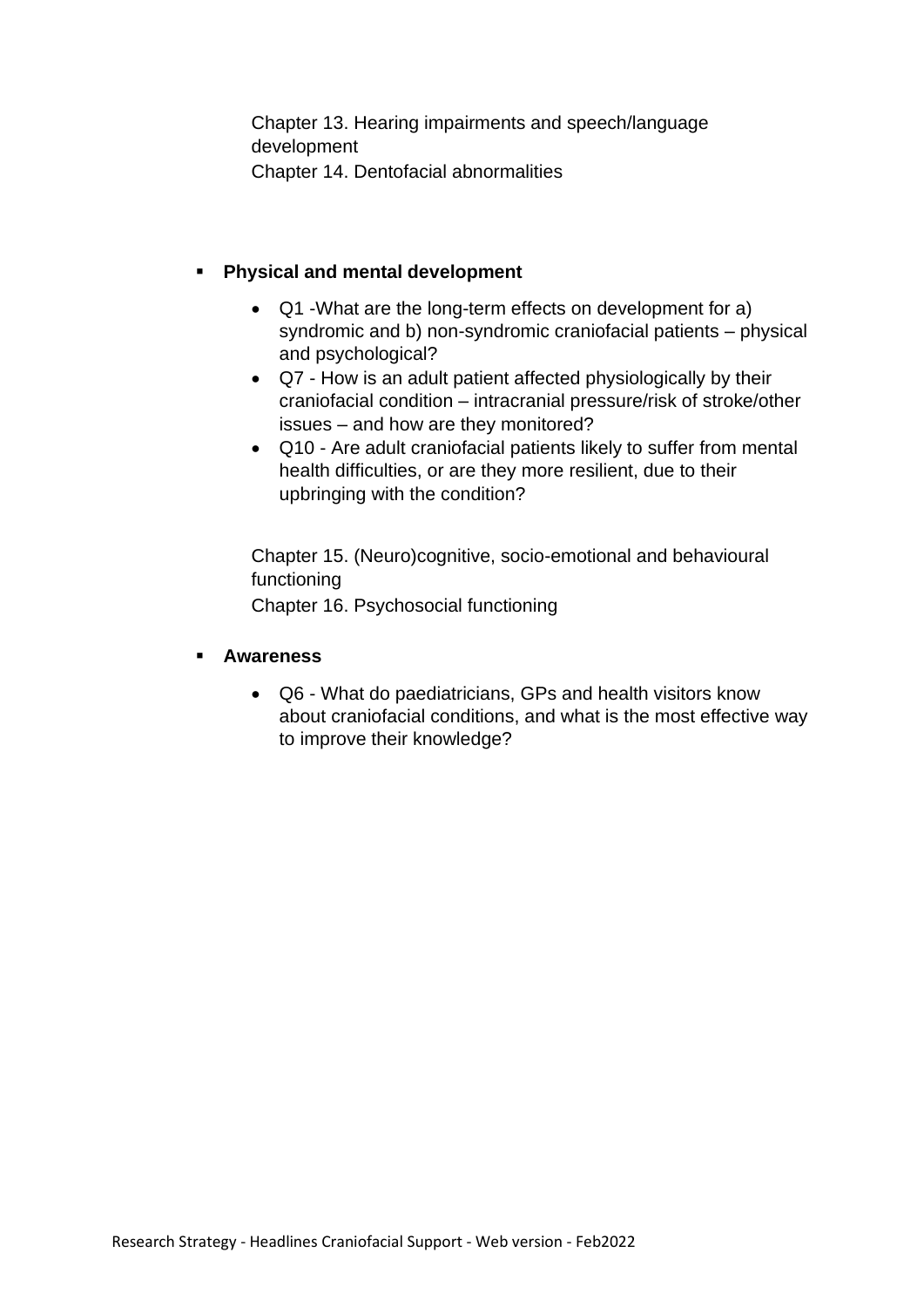Chapter 13. Hearing impairments and speech/language development
Chapter 14. Dentofacial abnormalities

- **Physical and mental development**
  - Q1 -What are the long-term effects on development for a) syndromic and b) non-syndromic craniofacial patients – physical and psychological?
  - Q7 - How is an adult patient affected physiologically by their craniofacial condition – intracranial pressure/risk of stroke/other issues – and how are they monitored?
  - Q10 - Are adult craniofacial patients likely to suffer from mental health difficulties, or are they more resilient, due to their upbringing with the condition?

Chapter 15. (Neuro)cognitive, socio-emotional and behavioural functioning
Chapter 16. Psychosocial functioning

- **Awareness**
  - Q6 - What do paediatricians, GPs and health visitors know about craniofacial conditions, and what is the most effective way to improve their knowledge?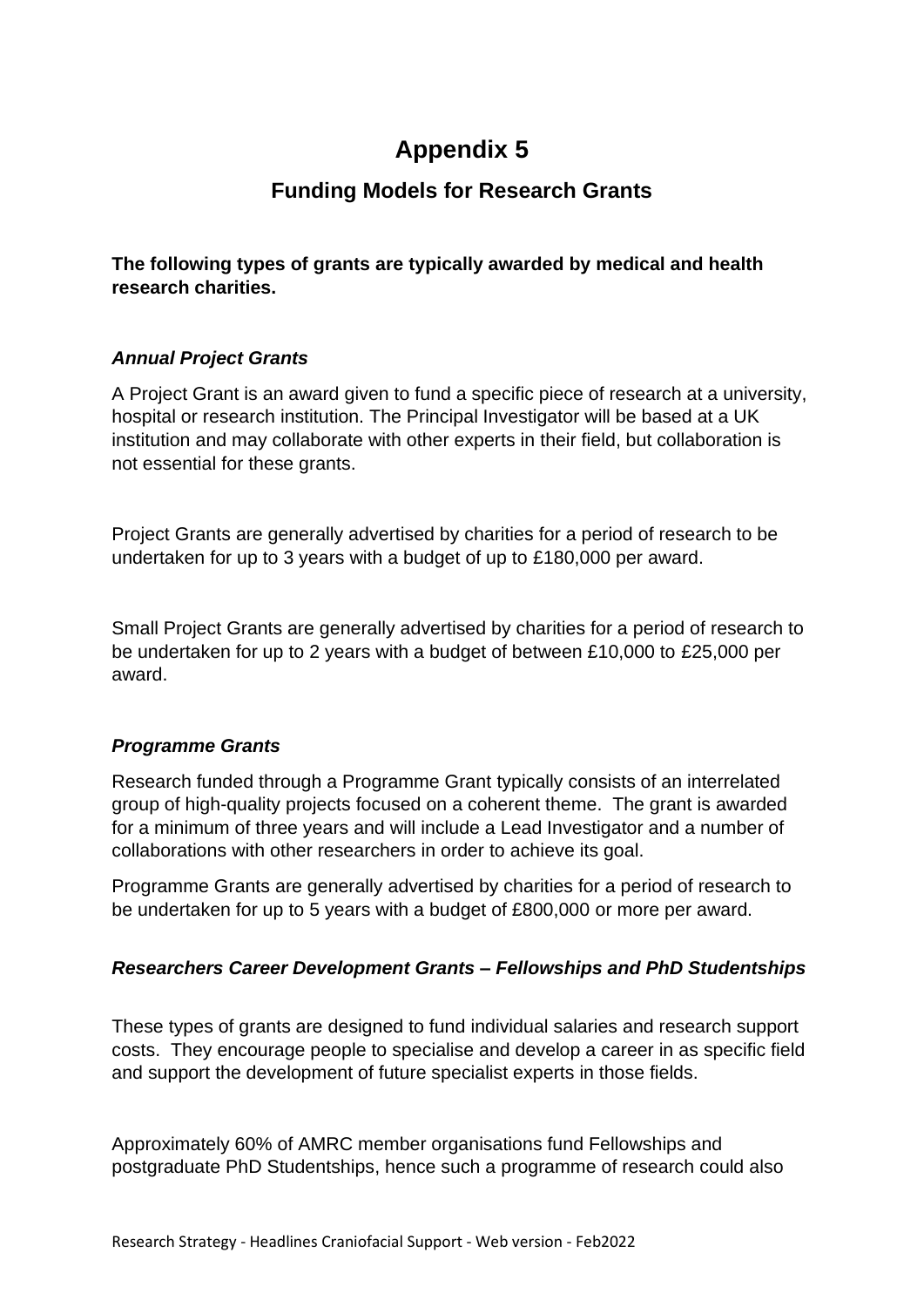# Appendix 5

## Funding Models for Research Grants

**The following types of grants are typically awarded by medical and health research charities.**

### *Annual Project Grants*

A Project Grant is an award given to fund a specific piece of research at a university, hospital or research institution. The Principal Investigator will be based at a UK institution and may collaborate with other experts in their field, but collaboration is not essential for these grants.

Project Grants are generally advertised by charities for a period of research to be undertaken for up to 3 years with a budget of up to £180,000 per award.

Small Project Grants are generally advertised by charities for a period of research to be undertaken for up to 2 years with a budget of between £10,000 to £25,000 per award.

### *Programme Grants*

Research funded through a Programme Grant typically consists of an interrelated group of high-quality projects focused on a coherent theme. The grant is awarded for a minimum of three years and will include a Lead Investigator and a number of collaborations with other researchers in order to achieve its goal.

Programme Grants are generally advertised by charities for a period of research to be undertaken for up to 5 years with a budget of £800,000 or more per award.

### *Researchers Career Development Grants – Fellowships and PhD Studentships*

These types of grants are designed to fund individual salaries and research support costs. They encourage people to specialise and develop a career in as specific field and support the development of future specialist experts in those fields.

Approximately 60% of AMRC member organisations fund Fellowships and postgraduate PhD Studentships, hence such a programme of research could also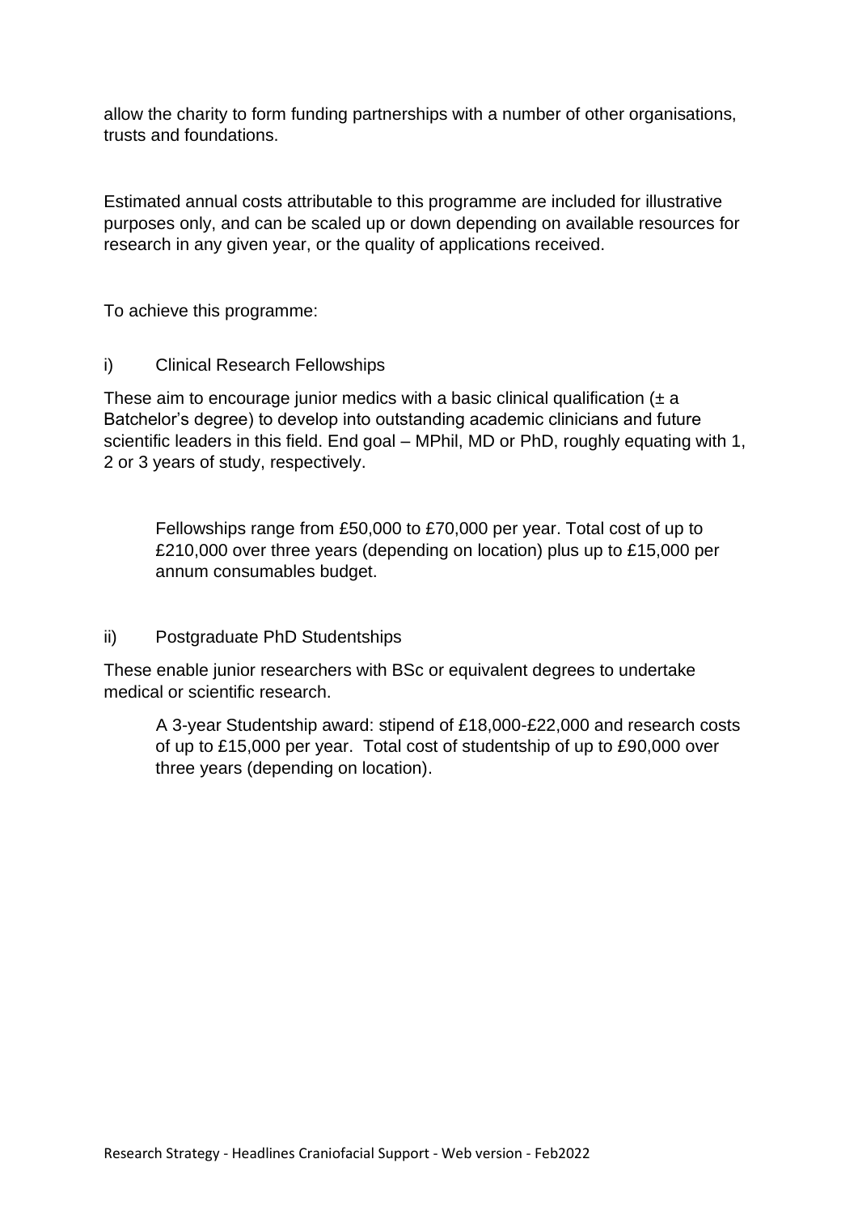allow the charity to form funding partnerships with a number of other organisations, trusts and foundations.

Estimated annual costs attributable to this programme are included for illustrative purposes only, and can be scaled up or down depending on available resources for research in any given year, or the quality of applications received.

To achieve this programme:

i) Clinical Research Fellowships

These aim to encourage junior medics with a basic clinical qualification (± a Batchelor's degree) to develop into outstanding academic clinicians and future scientific leaders in this field. End goal – MPhil, MD or PhD, roughly equating with 1, 2 or 3 years of study, respectively.

> Fellowships range from £50,000 to £70,000 per year. Total cost of up to £210,000 over three years (depending on location) plus up to £15,000 per annum consumables budget.

ii) Postgraduate PhD Studentships

These enable junior researchers with BSc or equivalent degrees to undertake medical or scientific research.

> A 3-year Studentship award: stipend of £18,000-£22,000 and research costs of up to £15,000 per year. Total cost of studentship of up to £90,000 over three years (depending on location).